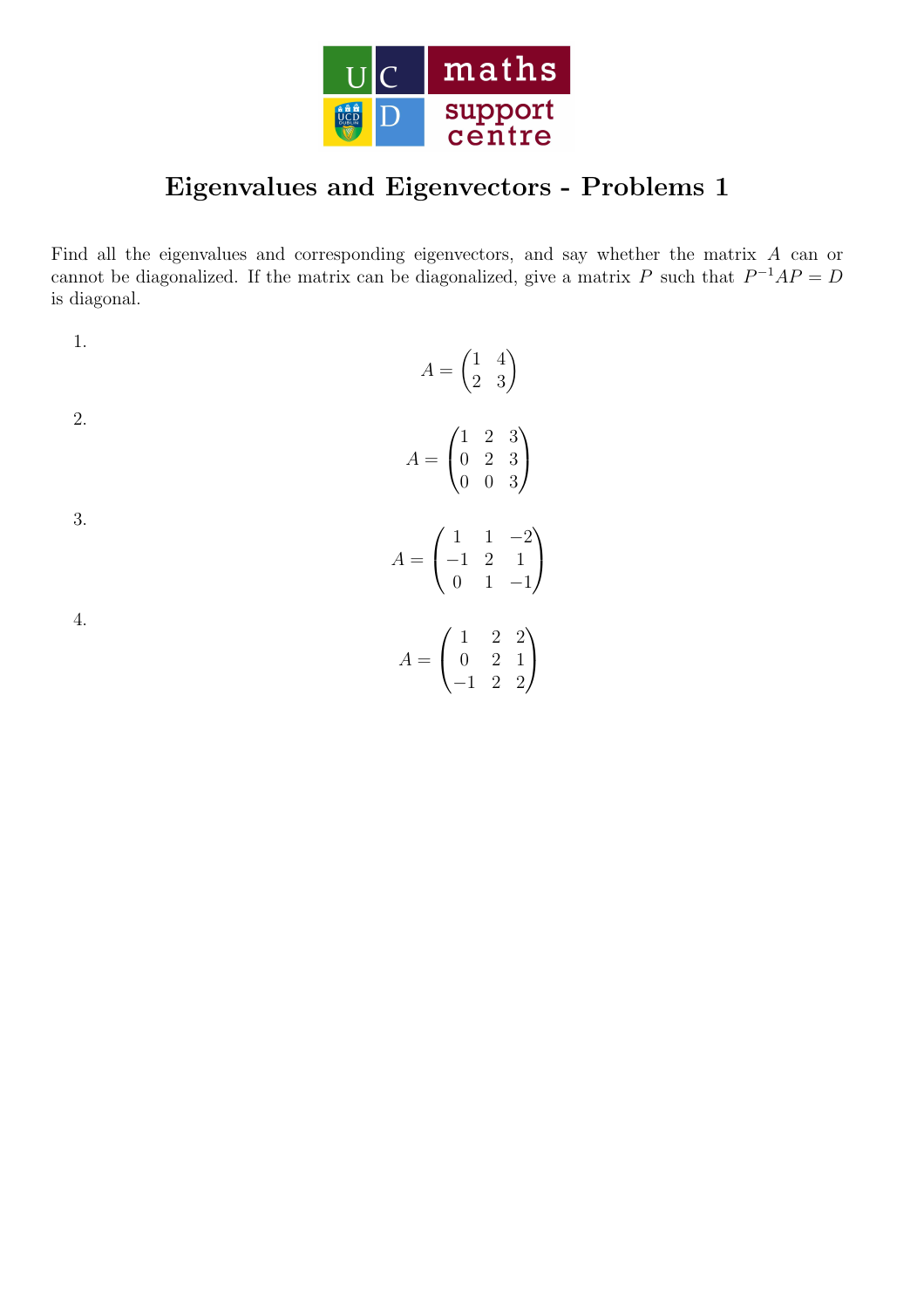# Eigenvalues and Eigenvectors - Problems 1

Find all the eigenvalues and corresponding eigenvectors, and say whether the matrix $A$ can or cannot be diagonalized. If the matrix can be diagonalized, give a matrix $P$ such that $P^{-1}AP = D$ is diagonal.

1.
$$A = \begin{pmatrix} 1 & 4 \\ 2 & 3 \end{pmatrix}$$

2.
$$A = \begin{pmatrix} 1 & 2 & 3 \\ 0 & 2 & 3 \\ 0 & 0 & 3 \end{pmatrix}$$

3.
$$A = \begin{pmatrix} 1 & 1 & -2 \\ -1 & 2 & 1 \\ 0 & 1 & -1 \end{pmatrix}$$

4.
$$A = \begin{pmatrix} 1 & 2 & 2 \\ 0 & 2 & 1 \\ -1 & 2 & 2 \end{pmatrix}$$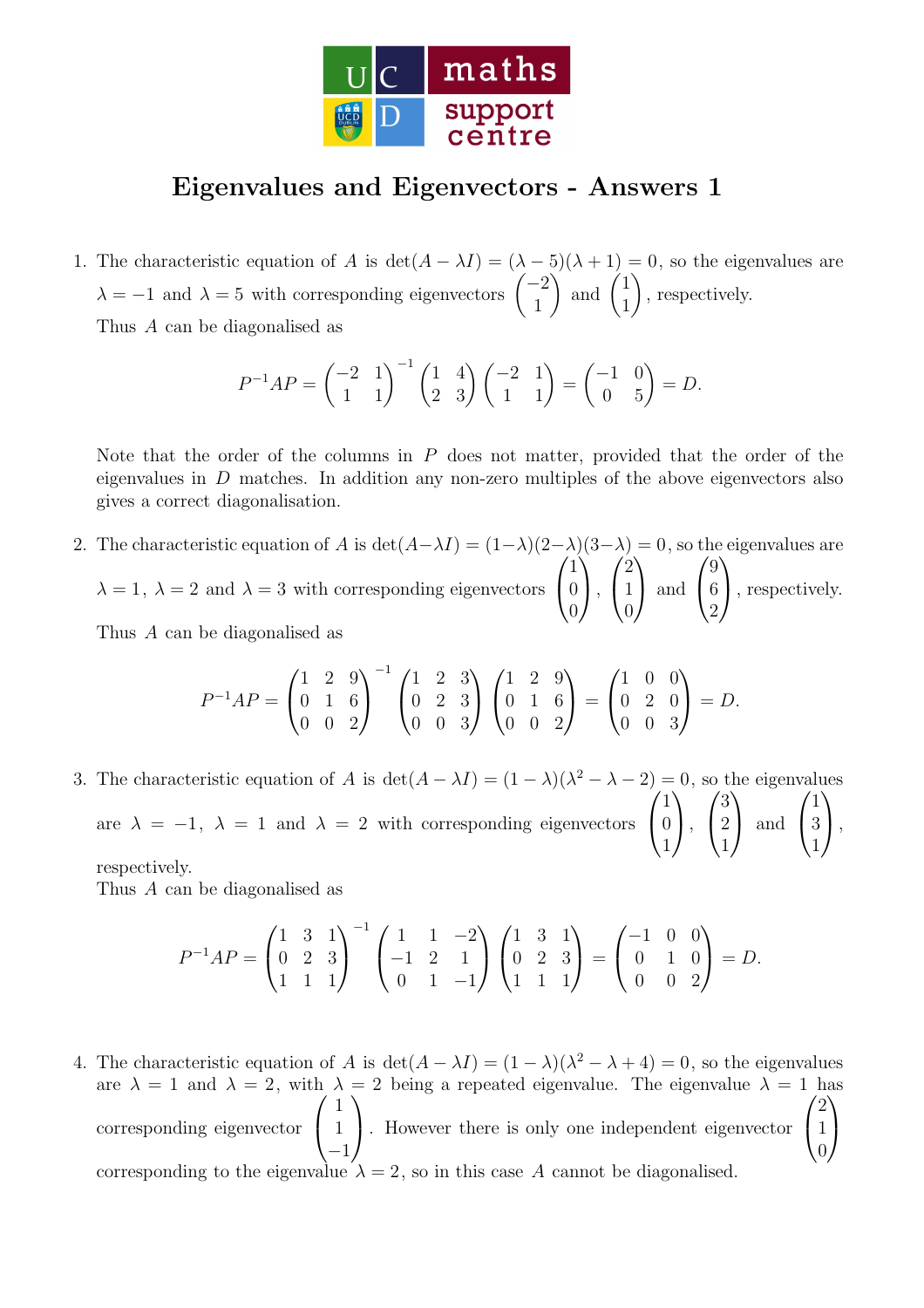# Eigenvalues and Eigenvectors - Answers 1

1. The characteristic equation of $A$ is $\det(A - \lambda I) = (\lambda - 5)(\lambda + 1) = 0$, so the eigenvalues are $\lambda = -1$ and $\lambda = 5$ with corresponding eigenvectors $\begin{pmatrix} -2 \\ 1 \end{pmatrix}$ and $\begin{pmatrix} 1 \\ 1 \end{pmatrix}$, respectively.
   Thus $A$ can be diagonalised as

$$P^{-1}AP = \begin{pmatrix} -2 & 1 \\ 1 & 1 \end{pmatrix}^{-1} \begin{pmatrix} 1 & 4 \\ 2 & 3 \end{pmatrix} \begin{pmatrix} -2 & 1 \\ 1 & 1 \end{pmatrix} = \begin{pmatrix} -1 & 0 \\ 0 & 5 \end{pmatrix} = D.$$

   Note that the order of the columns in $P$ does not matter, provided that the order of the eigenvalues in $D$ matches. In addition any non-zero multiples of the above eigenvectors also gives a correct diagonalisation.

2. The characteristic equation of $A$ is $\det(A-\lambda I) = (1-\lambda)(2-\lambda)(3-\lambda) = 0$, so the eigenvalues are $\lambda = 1$, $\lambda = 2$ and $\lambda = 3$ with corresponding eigenvectors $\begin{pmatrix} 1 \\ 0 \\ 0 \end{pmatrix}$, $\begin{pmatrix} 2 \\ 1 \\ 0 \end{pmatrix}$ and $\begin{pmatrix} 9 \\ 6 \\ 2 \end{pmatrix}$, respectively.
   Thus $A$ can be diagonalised as

$$P^{-1}AP = \begin{pmatrix} 1 & 2 & 9 \\ 0 & 1 & 6 \\ 0 & 0 & 2 \end{pmatrix}^{-1} \begin{pmatrix} 1 & 2 & 3 \\ 0 & 2 & 3 \\ 0 & 0 & 3 \end{pmatrix} \begin{pmatrix} 1 & 2 & 9 \\ 0 & 1 & 6 \\ 0 & 0 & 2 \end{pmatrix} = \begin{pmatrix} 1 & 0 & 0 \\ 0 & 2 & 0 \\ 0 & 0 & 3 \end{pmatrix} = D.$$

3. The characteristic equation of $A$ is $\det(A - \lambda I) = (1 - \lambda)(\lambda^2 - \lambda - 2) = 0$, so the eigenvalues are $\lambda = -1$, $\lambda = 1$ and $\lambda = 2$ with corresponding eigenvectors $\begin{pmatrix} 1 \\ 0 \\ 1 \end{pmatrix}$, $\begin{pmatrix} 3 \\ 2 \\ 1 \end{pmatrix}$ and $\begin{pmatrix} 1 \\ 3 \\ 1 \end{pmatrix}$, respectively.
   Thus $A$ can be diagonalised as

$$P^{-1}AP = \begin{pmatrix} 1 & 3 & 1 \\ 0 & 2 & 3 \\ 1 & 1 & 1 \end{pmatrix}^{-1} \begin{pmatrix} 1 & 1 & -2 \\ -1 & 2 & 1 \\ 0 & 1 & -1 \end{pmatrix} \begin{pmatrix} 1 & 3 & 1 \\ 0 & 2 & 3 \\ 1 & 1 & 1 \end{pmatrix} = \begin{pmatrix} -1 & 0 & 0 \\ 0 & 1 & 0 \\ 0 & 0 & 2 \end{pmatrix} = D.$$

4. The characteristic equation of $A$ is $\det(A - \lambda I) = (1 - \lambda)(\lambda^2 - \lambda + 4) = 0$, so the eigenvalues are $\lambda = 1$ and $\lambda = 2$, with $\lambda = 2$ being a repeated eigenvalue. The eigenvalue $\lambda = 1$ has corresponding eigenvector $\begin{pmatrix} 1 \\ 1 \\ -1 \end{pmatrix}$. However there is only one independent eigenvector $\begin{pmatrix} 2 \\ 1 \\ 0 \end{pmatrix}$ corresponding to the eigenvalue $\lambda = 2$, so in this case $A$ cannot be diagonalised.